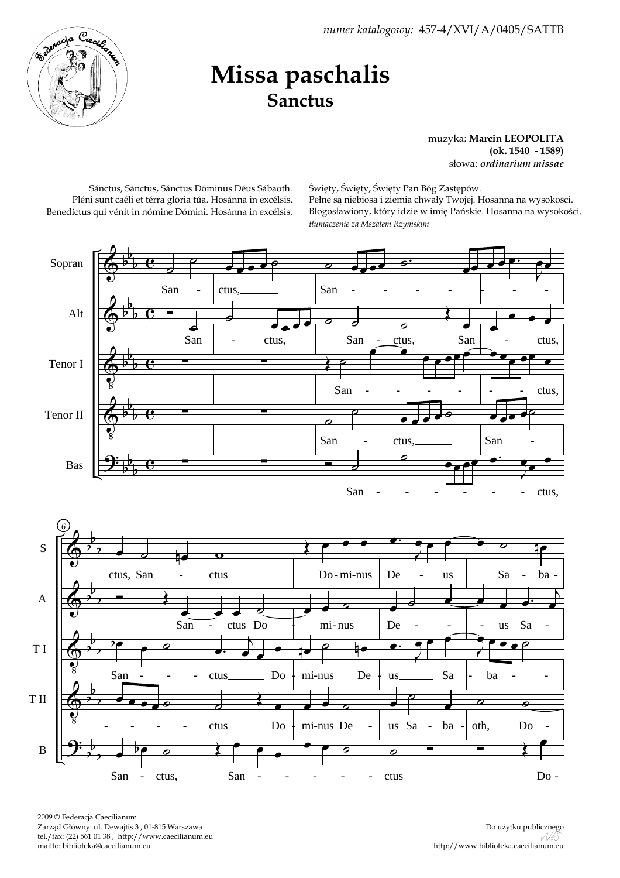*numer katalogowy:* 457-4/XVI/A/0405/SATTB

# Missa paschalis
## Sanctus

muzyka: **Marcin LEOPOLITA**
**(ok. 1540 - 1589)**
słowa: ***ordinarium missae***

Sánctus, Sánctus, Sánctus Dóminus Déus Sábaoth.
Pléni sunt caéli et térra glória túa. Hosánna in excélsis.
Benedíctus qui vénit in nómine Dómini. Hosánna in excélsis.

Święty, Święty, Święty Pan Bóg Zastępów.
Pełne są niebiosa i ziemia chwały Twojej. Hosanna na wysokości.
Błogosławiony, który idzie w imię Pańskie. Hosanna na wysokości.
*tłumaczenie za Mszałem Rzymskim*

2009 © Federacja Caecilianum
Zarząd Główny: ul. Dewajtis 3 , 01-815 Warszawa
tel./fax: (22) 561 01 38 , http://www.caecilianum.eu
mailto: biblioteka@caecilianum.eu

Do użytku publicznego
http://www.biblioteka.caecilianum.eu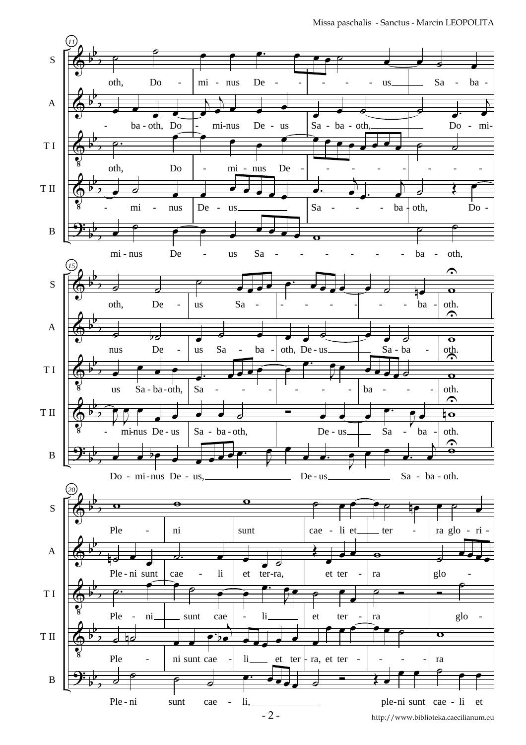**11**

| Voice | Text |
|---|---|
| S | oth, Do - mi - nus De - - - - - us Sa - ba - |
| A | - ba - oth, Do - mi-nus De - us Sa - ba - oth, Do - mi- |
| T I | oth, Do - mi - nus De - - - - - - - - - |
| T II | - mi - nus De - us Sa - - - ba - oth, Do - |
| B | mi - nus De - us Sa - - - - - - - ba - oth, |

**15**

| Voice | Text |
|---|---|
| S | oth, De - us Sa - - - - - - - - ba - oth. |
| A | nus De - us Sa - ba - oth, De - us Sa - ba - oth. |
| T I | us Sa - ba - oth, Sa - - - - - - - ba - - - - oth. |
| T II | - mi-nus De - us Sa - ba - oth, De - us Sa - ba - oth. |
| B | Do - mi - nus De - us, De - us Sa - ba - oth. |

**20**

| Voice | Text |
|---|---|
| S | Ple - ni sunt cae - li et ter - ra glo - ri - |
| A | Ple - ni sunt cae - li et ter-ra, et ter - ra glo - |
| T I | Ple - ni sunt cae - li et ter - ra glo - |
| T II | Ple - ni sunt cae - li et ter - ra, et ter - - - - ra |
| B | Ple - ni sunt cae - li, ple-ni sunt cae - li et |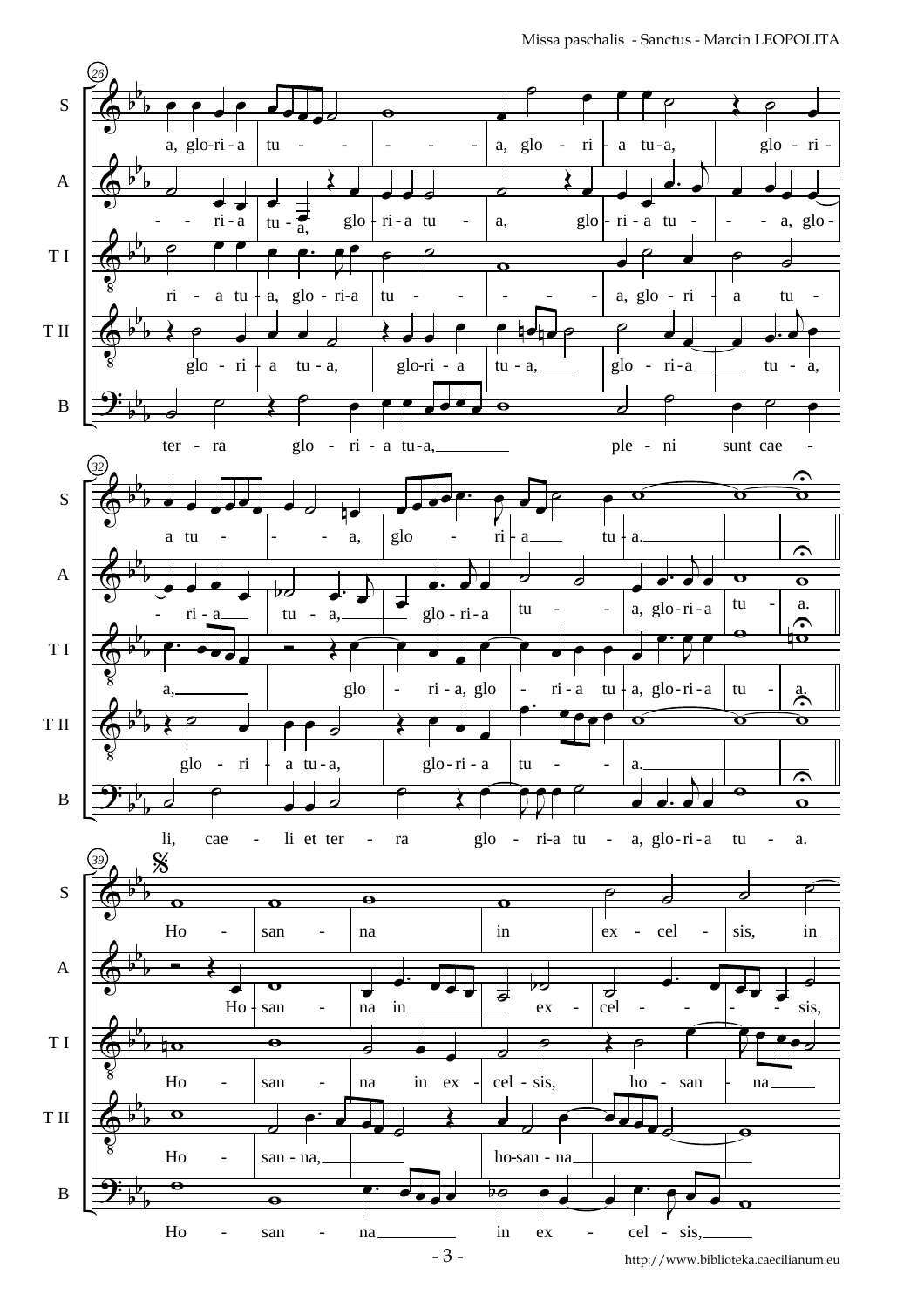**(26)**

S: a, glo-ri-a tu - - - - - - a, glo - ri - a tu-a, glo - ri -

A: - - ri - a tu - a, glo - ri - a tu - a, glo - ri - a tu - - - a, glo -

T I: ri - a tu - a, glo - ri-a tu - - - - - a, glo - ri - a tu -

T II: glo - ri - a tu - a, glo-ri - a tu - a, glo - ri-a tu - a,

B: ter - ra glo - ri - a tu-a, ple - ni sunt cae -

**(32)**

S: a tu - - - a, glo - ri - a tu - a.

A: - ri - a tu - a, glo - ri-a tu - a, glo-ri-a tu - a.

T I: a, glo - ri - a, glo - ri - a tu - a, glo-ri-a tu - a.

T II: glo - ri - a tu-a, glo-ri-a tu - a.

B: li, cae - li et ter - ra glo - ri-a tu - a, glo-ri-a tu - a.

**(39)**

S: Ho - san - na in ex - cel - sis, in

A: Ho - san - na in ex - cel - - - sis,

T I: Ho - san - na in ex - cel - sis, ho - san - na

T II: Ho - san - na, ho-san - na

B: Ho - san - na in ex - cel - sis,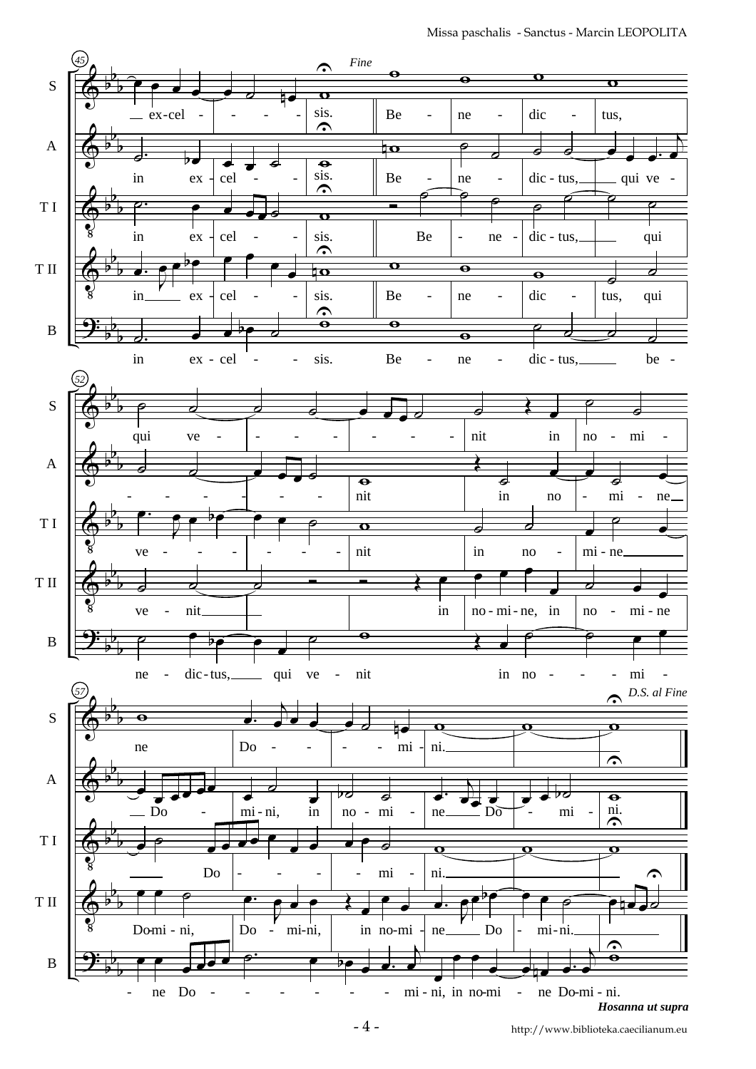*Fine*

*D.S. al Fine*

***Hosanna ut supra***